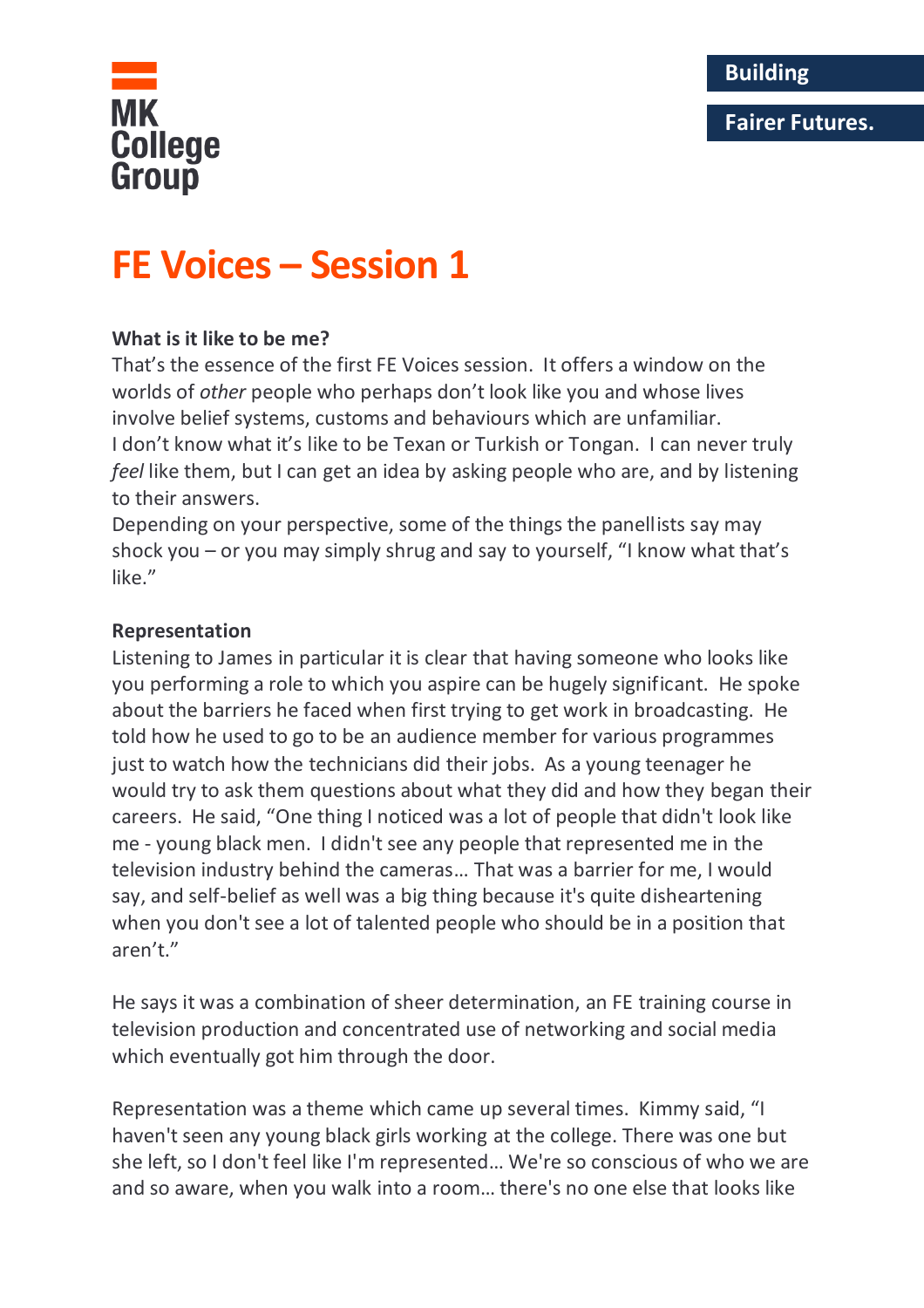MK College Group

Building Fairer Futures.

# FE Voices – Session 1

**What is it like to be me?**

That's the essence of the first FE Voices session. It offers a window on the worlds of *other* people who perhaps don't look like you and whose lives involve belief systems, customs and behaviours which are unfamiliar.

I don't know what it's like to be Texan or Turkish or Tongan. I can never truly *feel* like them, but I can get an idea by asking people who are, and by listening to their answers.

Depending on your perspective, some of the things the panellists say may shock you – or you may simply shrug and say to yourself, "I know what that's like."

**Representation**

Listening to James in particular it is clear that having someone who looks like you performing a role to which you aspire can be hugely significant. He spoke about the barriers he faced when first trying to get work in broadcasting. He told how he used to go to be an audience member for various programmes just to watch how the technicians did their jobs. As a young teenager he would try to ask them questions about what they did and how they began their careers. He said, "One thing I noticed was a lot of people that didn't look like me - young black men. I didn't see any people that represented me in the television industry behind the cameras… That was a barrier for me, I would say, and self-belief as well was a big thing because it's quite disheartening when you don't see a lot of talented people who should be in a position that aren't."

He says it was a combination of sheer determination, an FE training course in television production and concentrated use of networking and social media which eventually got him through the door.

Representation was a theme which came up several times. Kimmy said, "I haven't seen any young black girls working at the college. There was one but she left, so I don't feel like I'm represented… We're so conscious of who we are and so aware, when you walk into a room… there's no one else that looks like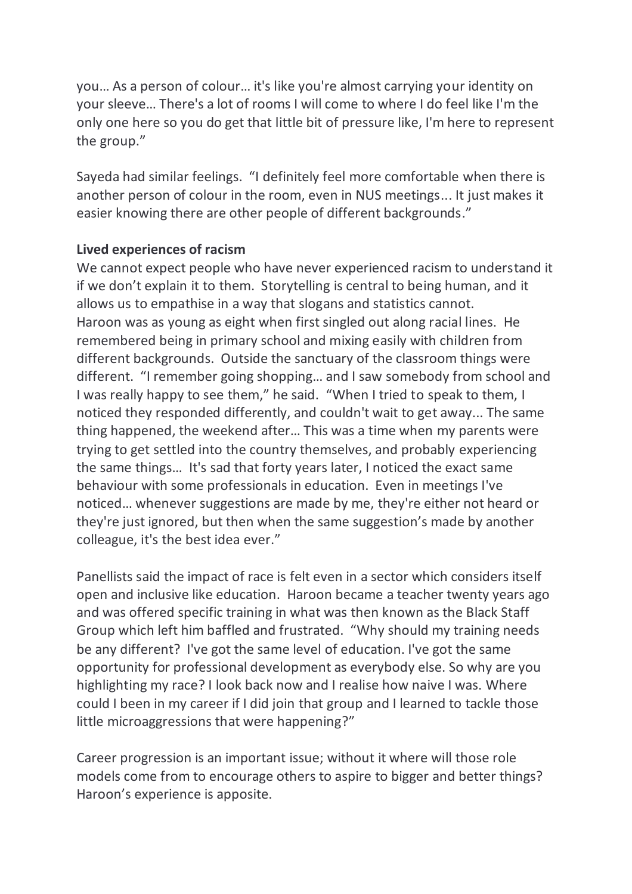you… As a person of colour… it's like you're almost carrying your identity on your sleeve… There's a lot of rooms I will come to where I do feel like I'm the only one here so you do get that little bit of pressure like, I'm here to represent the group."

Sayeda had similar feelings. "I definitely feel more comfortable when there is another person of colour in the room, even in NUS meetings... It just makes it easier knowing there are other people of different backgrounds."

**Lived experiences of racism**

We cannot expect people who have never experienced racism to understand it if we don't explain it to them. Storytelling is central to being human, and it allows us to empathise in a way that slogans and statistics cannot.
Haroon was as young as eight when first singled out along racial lines. He remembered being in primary school and mixing easily with children from different backgrounds. Outside the sanctuary of the classroom things were different. "I remember going shopping… and I saw somebody from school and I was really happy to see them," he said. "When I tried to speak to them, I noticed they responded differently, and couldn't wait to get away... The same thing happened, the weekend after… This was a time when my parents were trying to get settled into the country themselves, and probably experiencing the same things… It's sad that forty years later, I noticed the exact same behaviour with some professionals in education. Even in meetings I've noticed… whenever suggestions are made by me, they're either not heard or they're just ignored, but then when the same suggestion's made by another colleague, it's the best idea ever."

Panellists said the impact of race is felt even in a sector which considers itself open and inclusive like education. Haroon became a teacher twenty years ago and was offered specific training in what was then known as the Black Staff Group which left him baffled and frustrated. "Why should my training needs be any different? I've got the same level of education. I've got the same opportunity for professional development as everybody else. So why are you highlighting my race? I look back now and I realise how naive I was. Where could I been in my career if I did join that group and I learned to tackle those little microaggressions that were happening?"

Career progression is an important issue; without it where will those role models come from to encourage others to aspire to bigger and better things? Haroon's experience is apposite.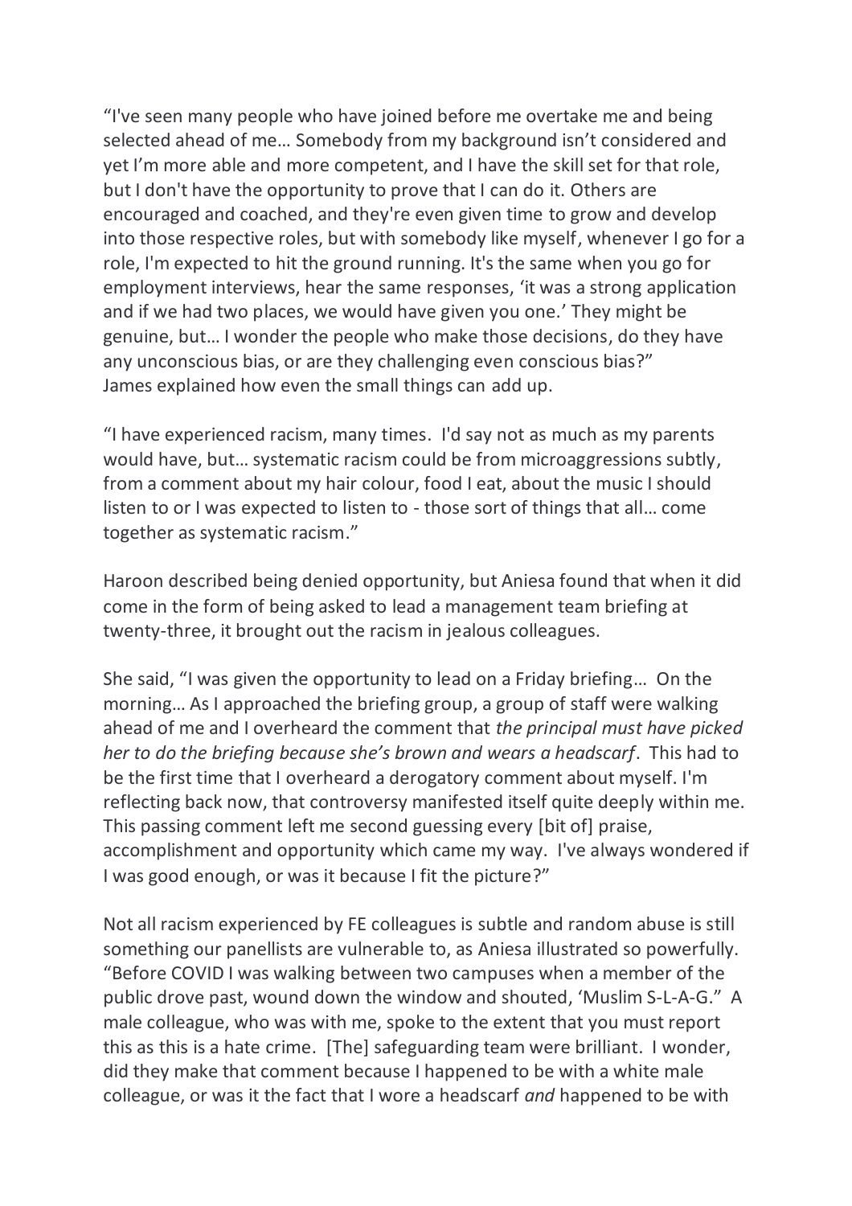"I've seen many people who have joined before me overtake me and being selected ahead of me… Somebody from my background isn't considered and yet I'm more able and more competent, and I have the skill set for that role, but I don't have the opportunity to prove that I can do it. Others are encouraged and coached, and they're even given time to grow and develop into those respective roles, but with somebody like myself, whenever I go for a role, I'm expected to hit the ground running. It's the same when you go for employment interviews, hear the same responses, 'it was a strong application and if we had two places, we would have given you one.' They might be genuine, but… I wonder the people who make those decisions, do they have any unconscious bias, or are they challenging even conscious bias?"
James explained how even the small things can add up.

"I have experienced racism, many times. I'd say not as much as my parents would have, but… systematic racism could be from microaggressions subtly, from a comment about my hair colour, food I eat, about the music I should listen to or I was expected to listen to - those sort of things that all… come together as systematic racism."

Haroon described being denied opportunity, but Aniesa found that when it did come in the form of being asked to lead a management team briefing at twenty-three, it brought out the racism in jealous colleagues.

She said, "I was given the opportunity to lead on a Friday briefing… On the morning… As I approached the briefing group, a group of staff were walking ahead of me and I overheard the comment that *the principal must have picked her to do the briefing because she's brown and wears a headscarf*. This had to be the first time that I overheard a derogatory comment about myself. I'm reflecting back now, that controversy manifested itself quite deeply within me. This passing comment left me second guessing every [bit of] praise, accomplishment and opportunity which came my way. I've always wondered if I was good enough, or was it because I fit the picture?"

Not all racism experienced by FE colleagues is subtle and random abuse is still something our panellists are vulnerable to, as Aniesa illustrated so powerfully. "Before COVID I was walking between two campuses when a member of the public drove past, wound down the window and shouted, 'Muslim S-L-A-G.' A male colleague, who was with me, spoke to the extent that you must report this as this is a hate crime. [The] safeguarding team were brilliant. I wonder, did they make that comment because I happened to be with a white male colleague, or was it the fact that I wore a headscarf *and* happened to be with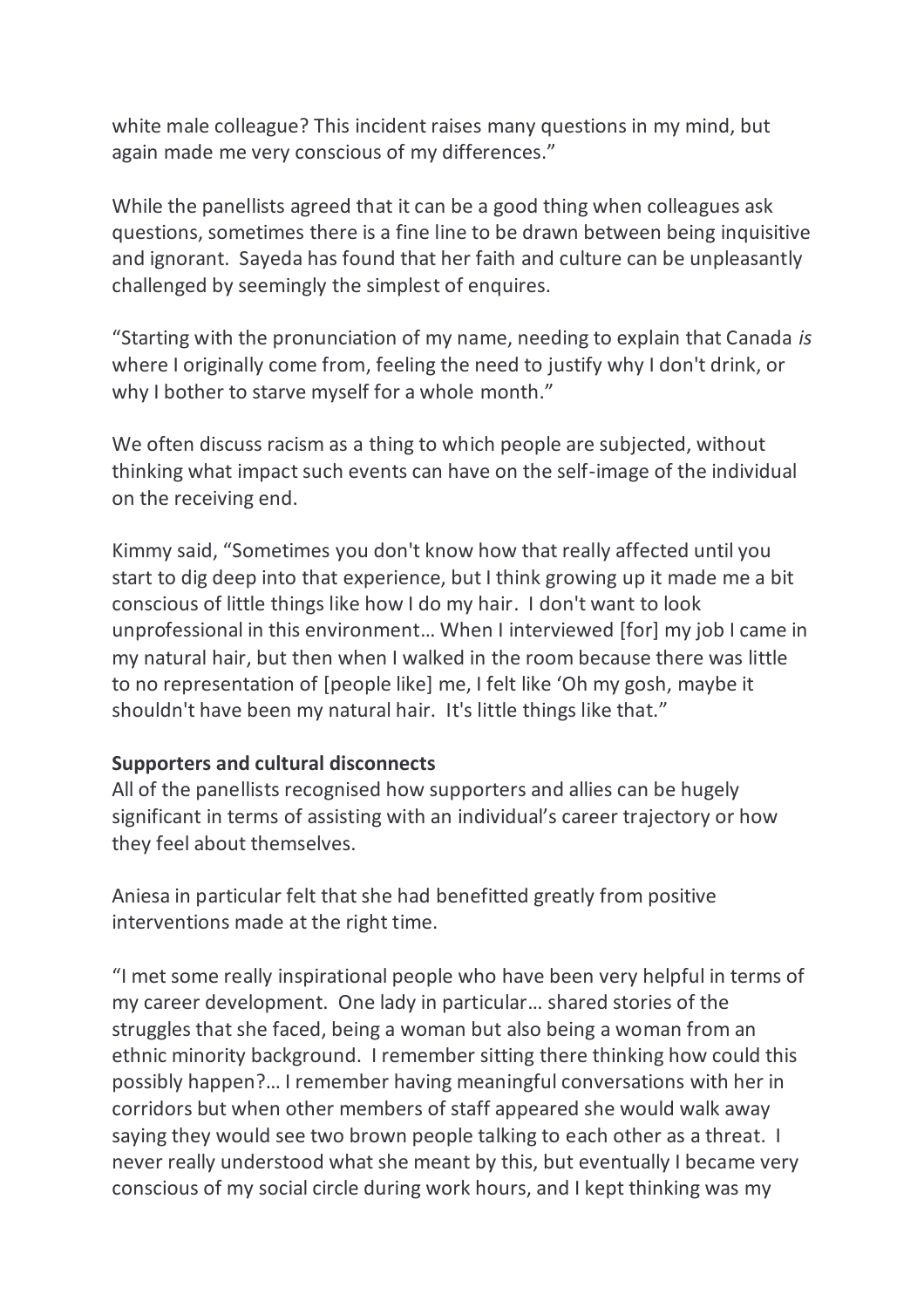white male colleague? This incident raises many questions in my mind, but again made me very conscious of my differences."

While the panellists agreed that it can be a good thing when colleagues ask questions, sometimes there is a fine line to be drawn between being inquisitive and ignorant. Sayeda has found that her faith and culture can be unpleasantly challenged by seemingly the simplest of enquires.

"Starting with the pronunciation of my name, needing to explain that Canada *is* where I originally come from, feeling the need to justify why I don't drink, or why I bother to starve myself for a whole month."

We often discuss racism as a thing to which people are subjected, without thinking what impact such events can have on the self-image of the individual on the receiving end.

Kimmy said, "Sometimes you don't know how that really affected until you start to dig deep into that experience, but I think growing up it made me a bit conscious of little things like how I do my hair. I don't want to look unprofessional in this environment… When I interviewed [for] my job I came in my natural hair, but then when I walked in the room because there was little to no representation of [people like] me, I felt like 'Oh my gosh, maybe it shouldn't have been my natural hair. It's little things like that."

**Supporters and cultural disconnects**

All of the panellists recognised how supporters and allies can be hugely significant in terms of assisting with an individual's career trajectory or how they feel about themselves.

Aniesa in particular felt that she had benefitted greatly from positive interventions made at the right time.

"I met some really inspirational people who have been very helpful in terms of my career development. One lady in particular… shared stories of the struggles that she faced, being a woman but also being a woman from an ethnic minority background. I remember sitting there thinking how could this possibly happen?… I remember having meaningful conversations with her in corridors but when other members of staff appeared she would walk away saying they would see two brown people talking to each other as a threat. I never really understood what she meant by this, but eventually I became very conscious of my social circle during work hours, and I kept thinking was my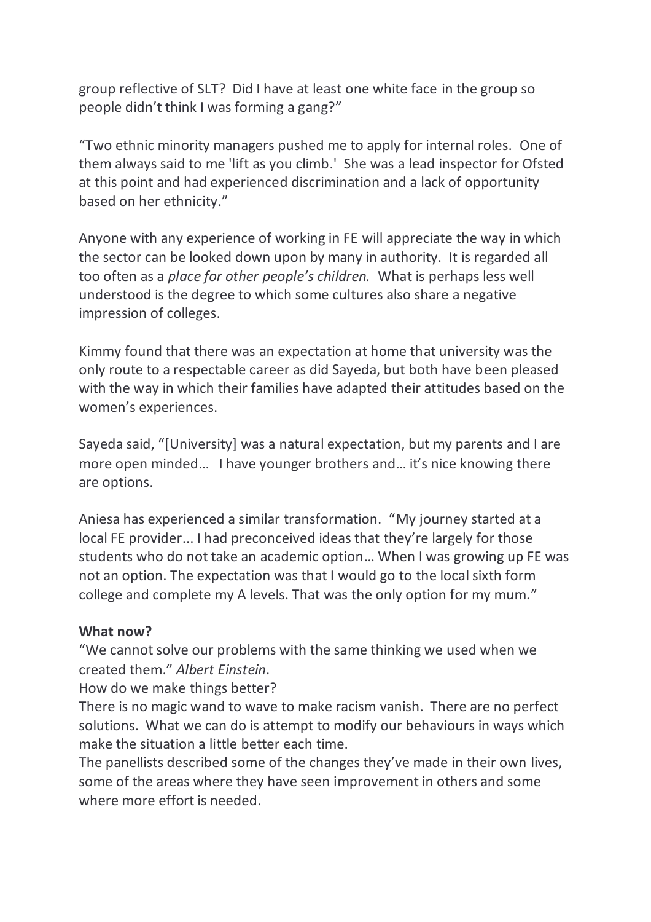group reflective of SLT? Did I have at least one white face in the group so people didn't think I was forming a gang?"

"Two ethnic minority managers pushed me to apply for internal roles. One of them always said to me 'lift as you climb.' She was a lead inspector for Ofsted at this point and had experienced discrimination and a lack of opportunity based on her ethnicity."

Anyone with any experience of working in FE will appreciate the way in which the sector can be looked down upon by many in authority. It is regarded all too often as a *place for other people's children.* What is perhaps less well understood is the degree to which some cultures also share a negative impression of colleges.

Kimmy found that there was an expectation at home that university was the only route to a respectable career as did Sayeda, but both have been pleased with the way in which their families have adapted their attitudes based on the women's experiences.

Sayeda said, "[University] was a natural expectation, but my parents and I are more open minded… I have younger brothers and… it's nice knowing there are options.

Aniesa has experienced a similar transformation. "My journey started at a local FE provider... I had preconceived ideas that they're largely for those students who do not take an academic option… When I was growing up FE was not an option. The expectation was that I would go to the local sixth form college and complete my A levels. That was the only option for my mum."

**What now?**

"We cannot solve our problems with the same thinking we used when we created them." *Albert Einstein.*

How do we make things better?

There is no magic wand to wave to make racism vanish. There are no perfect solutions. What we can do is attempt to modify our behaviours in ways which make the situation a little better each time.

The panellists described some of the changes they've made in their own lives, some of the areas where they have seen improvement in others and some where more effort is needed.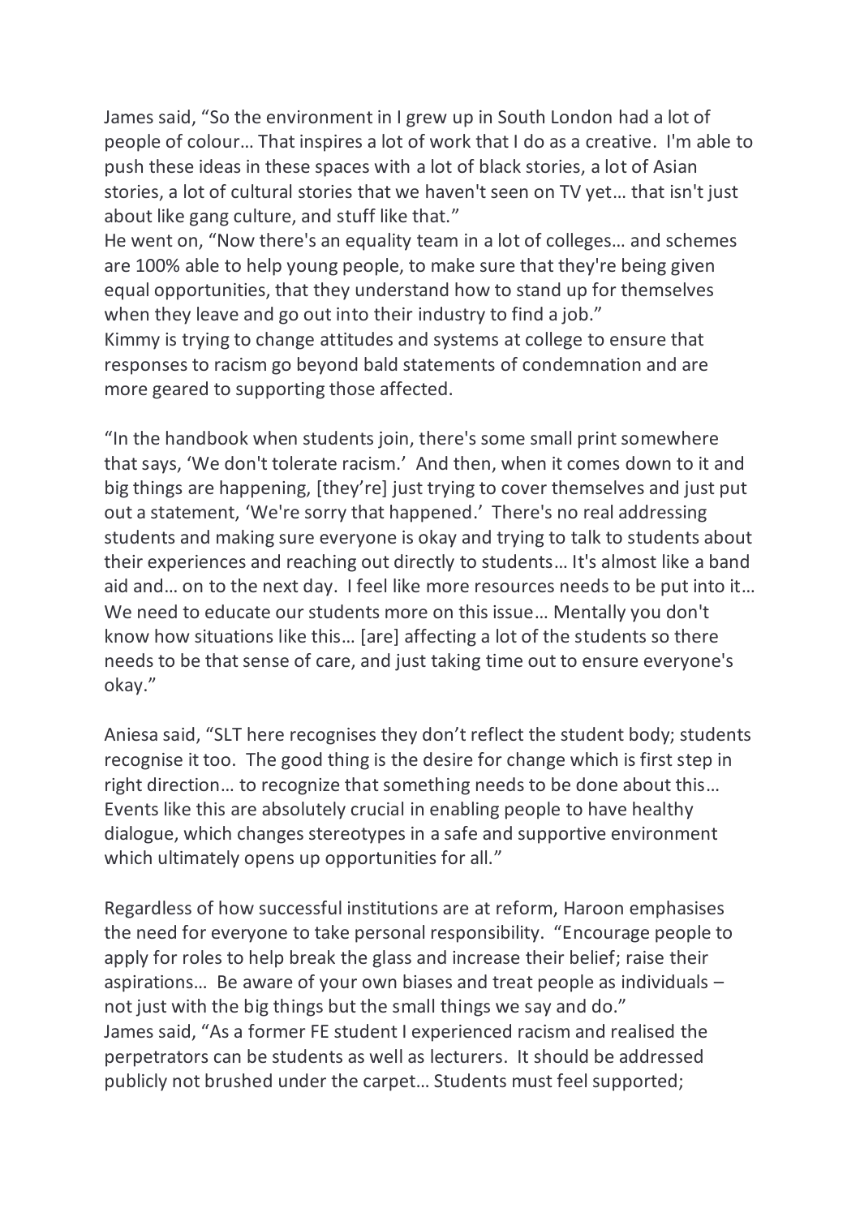James said, "So the environment in I grew up in South London had a lot of people of colour… That inspires a lot of work that I do as a creative. I'm able to push these ideas in these spaces with a lot of black stories, a lot of Asian stories, a lot of cultural stories that we haven't seen on TV yet… that isn't just about like gang culture, and stuff like that."

He went on, "Now there's an equality team in a lot of colleges… and schemes are 100% able to help young people, to make sure that they're being given equal opportunities, that they understand how to stand up for themselves when they leave and go out into their industry to find a job."

Kimmy is trying to change attitudes and systems at college to ensure that responses to racism go beyond bald statements of condemnation and are more geared to supporting those affected.

"In the handbook when students join, there's some small print somewhere that says, 'We don't tolerate racism.' And then, when it comes down to it and big things are happening, [they're] just trying to cover themselves and just put out a statement, 'We're sorry that happened.' There's no real addressing students and making sure everyone is okay and trying to talk to students about their experiences and reaching out directly to students… It's almost like a band aid and… on to the next day. I feel like more resources needs to be put into it… We need to educate our students more on this issue… Mentally you don't know how situations like this… [are] affecting a lot of the students so there needs to be that sense of care, and just taking time out to ensure everyone's okay."

Aniesa said, "SLT here recognises they don't reflect the student body; students recognise it too. The good thing is the desire for change which is first step in right direction… to recognize that something needs to be done about this… Events like this are absolutely crucial in enabling people to have healthy dialogue, which changes stereotypes in a safe and supportive environment which ultimately opens up opportunities for all."

Regardless of how successful institutions are at reform, Haroon emphasises the need for everyone to take personal responsibility. "Encourage people to apply for roles to help break the glass and increase their belief; raise their aspirations… Be aware of your own biases and treat people as individuals – not just with the big things but the small things we say and do."

James said, "As a former FE student I experienced racism and realised the perpetrators can be students as well as lecturers. It should be addressed publicly not brushed under the carpet… Students must feel supported;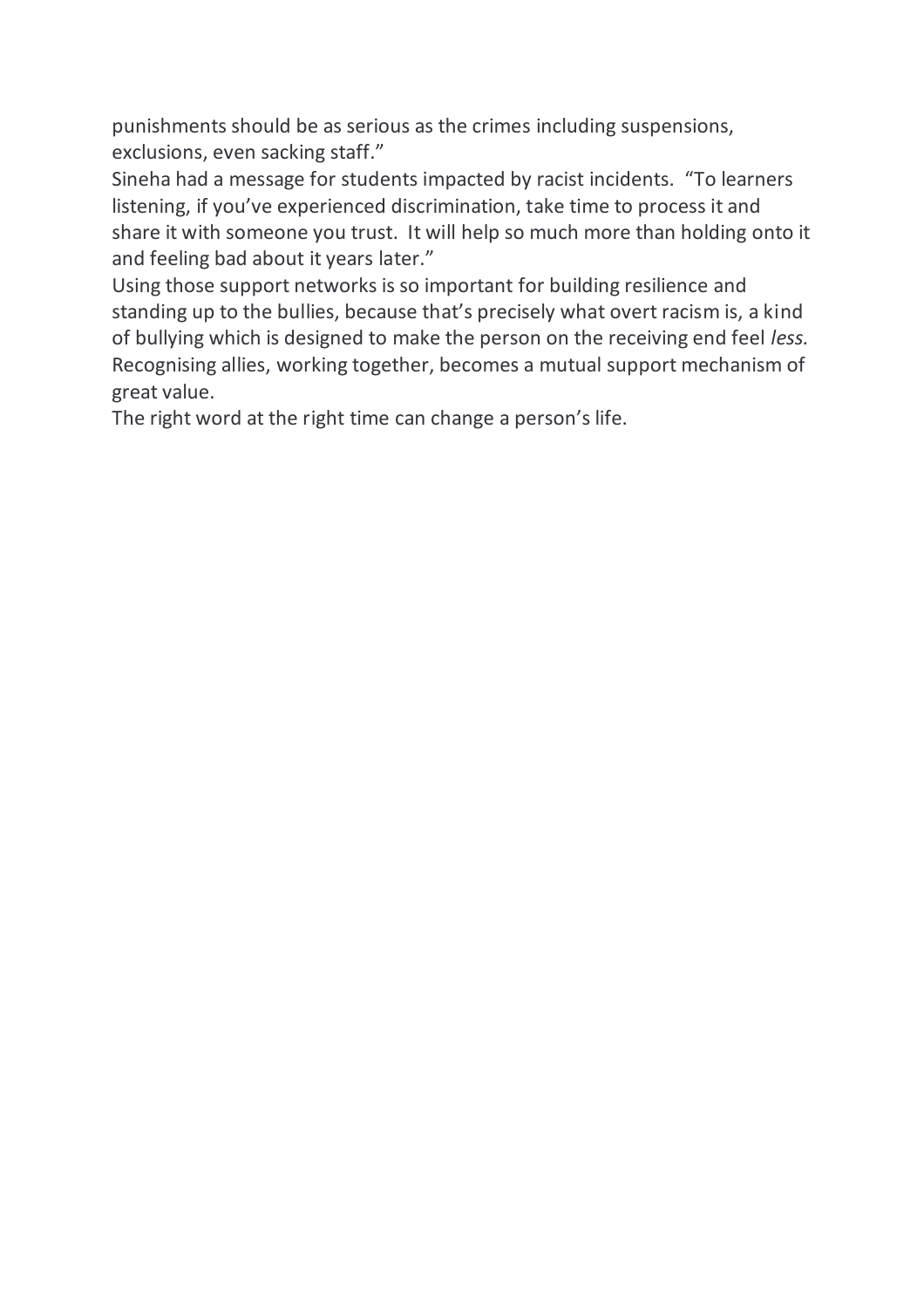punishments should be as serious as the crimes including suspensions, exclusions, even sacking staff."

Sineha had a message for students impacted by racist incidents. "To learners listening, if you've experienced discrimination, take time to process it and share it with someone you trust. It will help so much more than holding onto it and feeling bad about it years later."

Using those support networks is so important for building resilience and standing up to the bullies, because that's precisely what overt racism is, a kind of bullying which is designed to make the person on the receiving end feel *less.* Recognising allies, working together, becomes a mutual support mechanism of great value.

The right word at the right time can change a person's life.